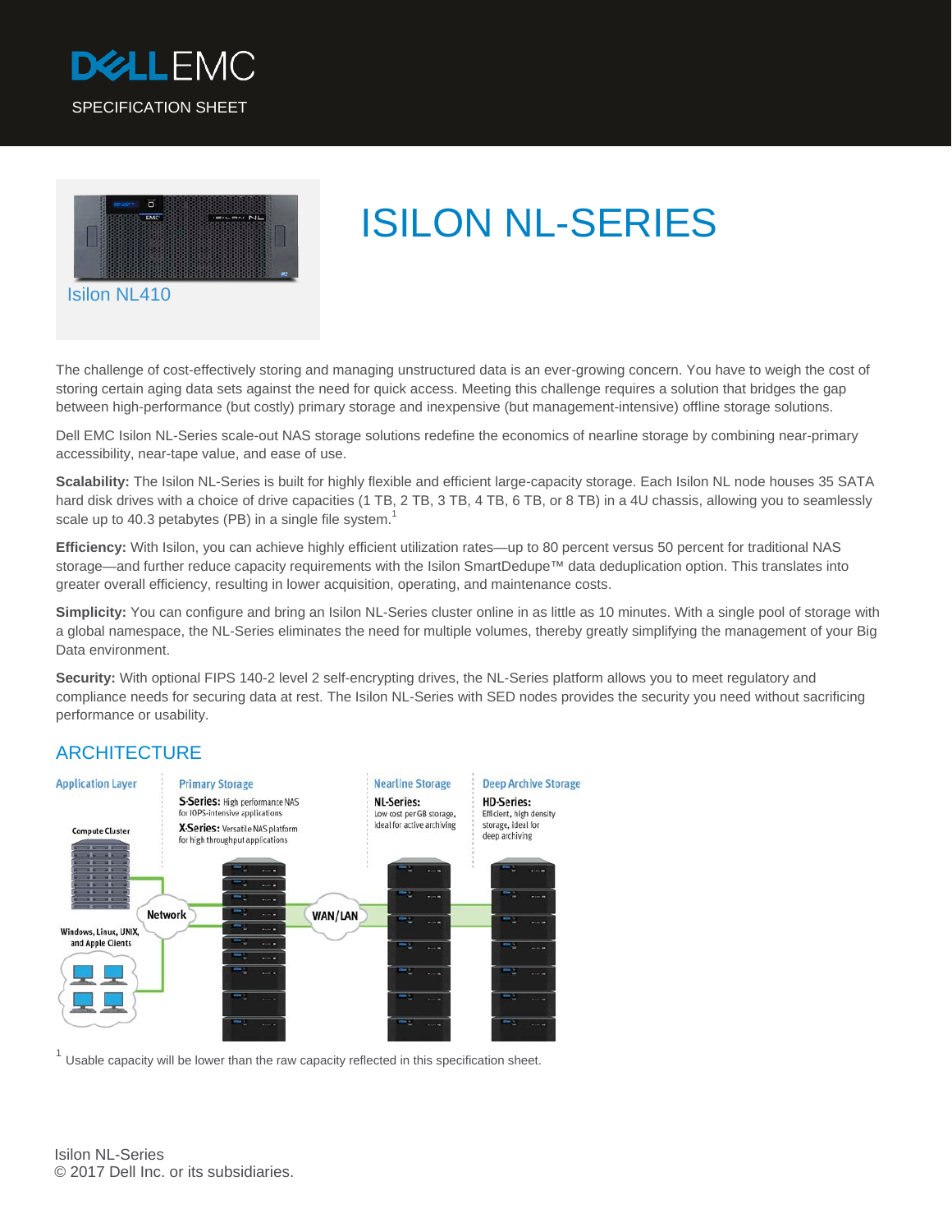DELL EMC

SPECIFICATION SHEET

Isilon NL410

# ISILON NL-SERIES

The challenge of cost-effectively storing and managing unstructured data is an ever-growing concern. You have to weigh the cost of storing certain aging data sets against the need for quick access. Meeting this challenge requires a solution that bridges the gap between high-performance (but costly) primary storage and inexpensive (but management-intensive) offline storage solutions.

Dell EMC Isilon NL-Series scale-out NAS storage solutions redefine the economics of nearline storage by combining near-primary accessibility, near-tape value, and ease of use.

**Scalability:** The Isilon NL-Series is built for highly flexible and efficient large-capacity storage. Each Isilon NL node houses 35 SATA hard disk drives with a choice of drive capacities (1 TB, 2 TB, 3 TB, 4 TB, 6 TB, or 8 TB) in a 4U chassis, allowing you to seamlessly scale up to 40.3 petabytes (PB) in a single file system.[1]

**Efficiency:** With Isilon, you can achieve highly efficient utilization rates—up to 80 percent versus 50 percent for traditional NAS storage—and further reduce capacity requirements with the Isilon SmartDedupe™ data deduplication option. This translates into greater overall efficiency, resulting in lower acquisition, operating, and maintenance costs.

**Simplicity:** You can configure and bring an Isilon NL-Series cluster online in as little as 10 minutes. With a single pool of storage with a global namespace, the NL-Series eliminates the need for multiple volumes, thereby greatly simplifying the management of your Big Data environment.

**Security:** With optional FIPS 140-2 level 2 self-encrypting drives, the NL-Series platform allows you to meet regulatory and compliance needs for securing data at rest. The Isilon NL-Series with SED nodes provides the security you need without sacrificing performance or usability.

## ARCHITECTURE

Application Layer

Compute Cluster

Windows, Linux, UNIX, and Apple Clients

Network

Primary Storage

S-Series: High performance NAS for IOPS-intensive applications

X-Series: Versatile NAS platform for high throughput applications

WAN/LAN

Nearline Storage

NL-Series: Low cost per GB storage, ideal for active archiving

Deep Archive Storage

HD-Series: Efficient, high density storage, ideal for deep archiving

[1] Usable capacity will be lower than the raw capacity reflected in this specification sheet.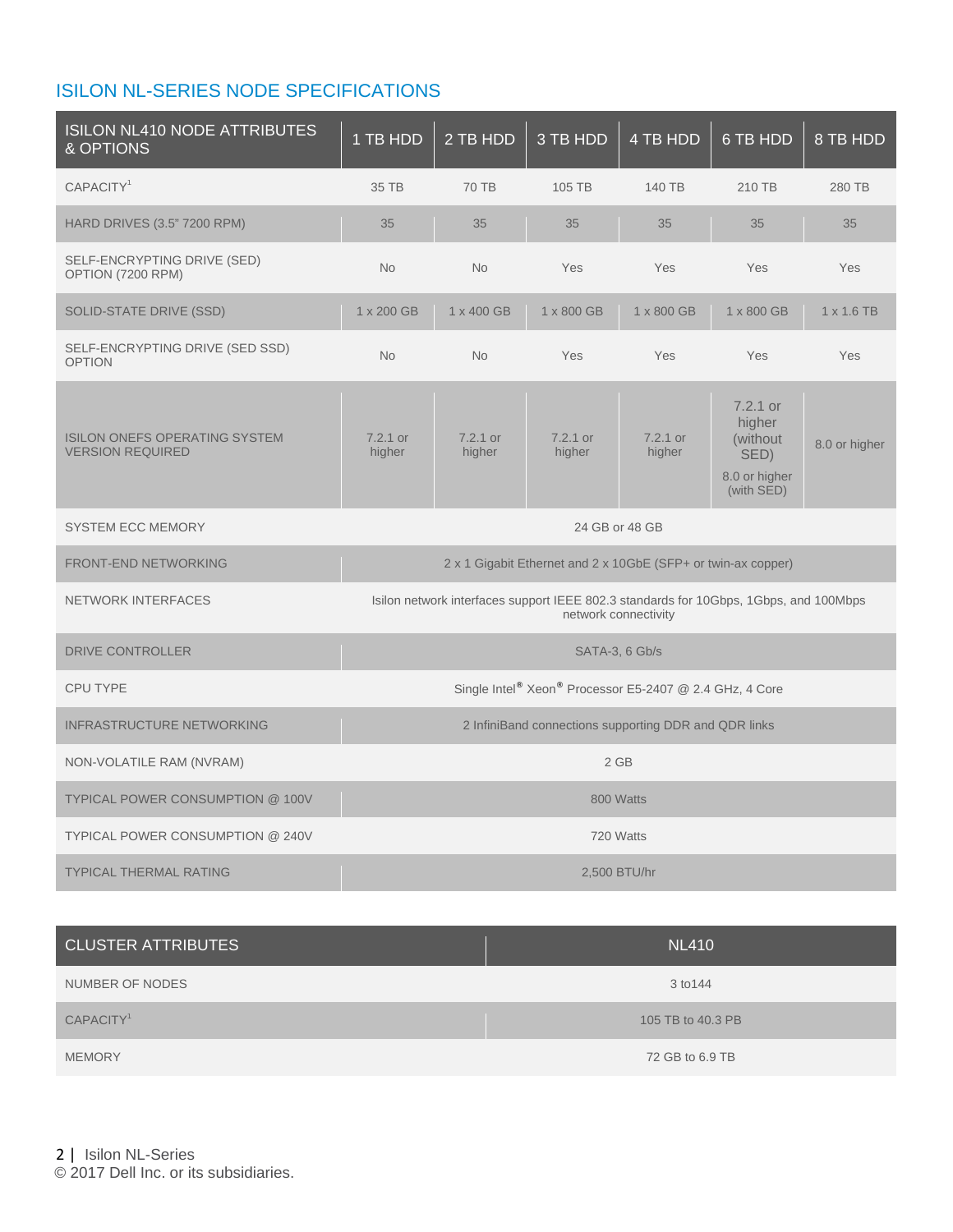## ISILON NL-SERIES NODE SPECIFICATIONS

| ISILON NL410 NODE ATTRIBUTES & OPTIONS | 1 TB HDD | 2 TB HDD | 3 TB HDD | 4 TB HDD | 6 TB HDD | 8 TB HDD |
|---|---|---|---|---|---|---|
| CAPACITY[1] | 35 TB | 70 TB | 105 TB | 140 TB | 210 TB | 280 TB |
| HARD DRIVES (3.5" 7200 RPM) | 35 | 35 | 35 | 35 | 35 | 35 |
| SELF-ENCRYPTING DRIVE (SED) OPTION (7200 RPM) | No | No | Yes | Yes | Yes | Yes |
| SOLID-STATE DRIVE (SSD) | 1 x 200 GB | 1 x 400 GB | 1 x 800 GB | 1 x 800 GB | 1 x 800 GB | 1 x 1.6 TB |
| SELF-ENCRYPTING DRIVE (SED SSD) OPTION | No | No | Yes | Yes | Yes | Yes |
| ISILON ONEFS OPERATING SYSTEM VERSION REQUIRED | 7.2.1 or higher | 7.2.1 or higher | 7.2.1 or higher | 7.2.1 or higher | 7.2.1 or higher (without SED) 8.0 or higher (with SED) | 8.0 or higher |
| SYSTEM ECC MEMORY | 24 GB or 48 GB | | | | | |
| FRONT-END NETWORKING | 2 x 1 Gigabit Ethernet and 2 x 10GbE (SFP+ or twin-ax copper) | | | | | |
| NETWORK INTERFACES | Isilon network interfaces support IEEE 802.3 standards for 10Gbps, 1Gbps, and 100Mbps network connectivity | | | | | |
| DRIVE CONTROLLER | SATA-3, 6 Gb/s | | | | | |
| CPU TYPE | Single Intel® Xeon® Processor E5-2407 @ 2.4 GHz, 4 Core | | | | | |
| INFRASTRUCTURE NETWORKING | 2 InfiniBand connections supporting DDR and QDR links | | | | | |
| NON-VOLATILE RAM (NVRAM) | 2 GB | | | | | |
| TYPICAL POWER CONSUMPTION @ 100V | 800 Watts | | | | | |
| TYPICAL POWER CONSUMPTION @ 240V | 720 Watts | | | | | |
| TYPICAL THERMAL RATING | 2,500 BTU/hr | | | | | |

| CLUSTER ATTRIBUTES | NL410 |
|---|---|
| NUMBER OF NODES | 3 to144 |
| CAPACITY[1] | 105 TB to 40.3 PB |
| MEMORY | 72 GB to 6.9 TB |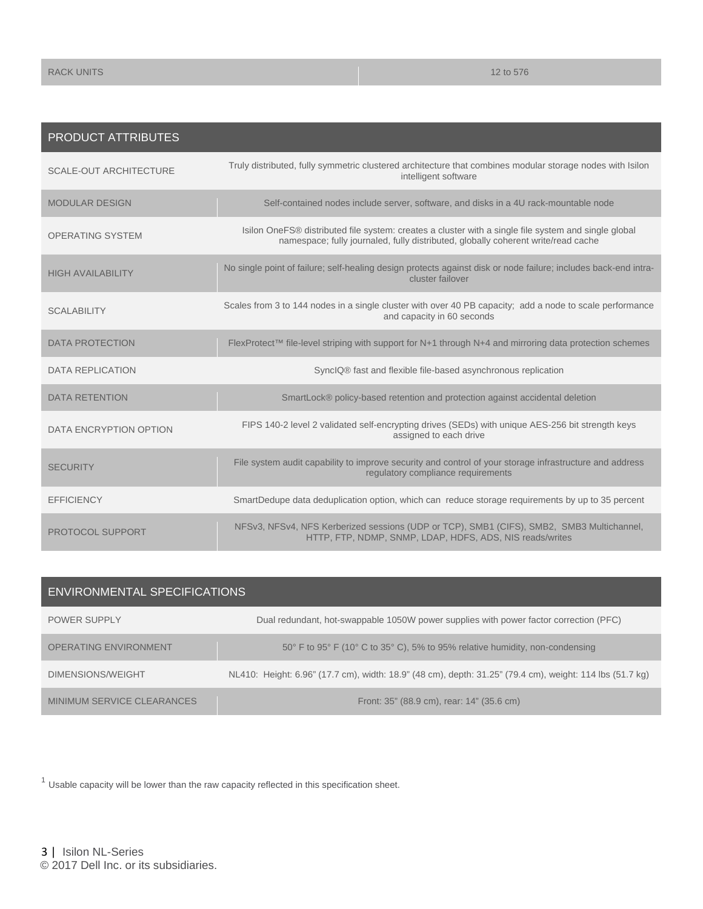| | |
|---|---|
| RACK UNITS | 12 to 576 |

| PRODUCT ATTRIBUTES | |
|---|---|
| SCALE-OUT ARCHITECTURE | Truly distributed, fully symmetric clustered architecture that combines modular storage nodes with Isilon intelligent software |
| MODULAR DESIGN | Self-contained nodes include server, software, and disks in a 4U rack-mountable node |
| OPERATING SYSTEM | Isilon OneFS® distributed file system: creates a cluster with a single file system and single global namespace; fully journaled, fully distributed, globally coherent write/read cache |
| HIGH AVAILABILITY | No single point of failure; self-healing design protects against disk or node failure; includes back-end intra-cluster failover |
| SCALABILITY | Scales from 3 to 144 nodes in a single cluster with over 40 PB capacity; add a node to scale performance and capacity in 60 seconds |
| DATA PROTECTION | FlexProtect™ file-level striping with support for N+1 through N+4 and mirroring data protection schemes |
| DATA REPLICATION | SyncIQ® fast and flexible file-based asynchronous replication |
| DATA RETENTION | SmartLock® policy-based retention and protection against accidental deletion |
| DATA ENCRYPTION OPTION | FIPS 140-2 level 2 validated self-encrypting drives (SEDs) with unique AES-256 bit strength keys assigned to each drive |
| SECURITY | File system audit capability to improve security and control of your storage infrastructure and address regulatory compliance requirements |
| EFFICIENCY | SmartDedupe data deduplication option, which can reduce storage requirements by up to 35 percent |
| PROTOCOL SUPPORT | NFSv3, NFSv4, NFS Kerberized sessions (UDP or TCP), SMB1 (CIFS), SMB2, SMB3 Multichannel, HTTP, FTP, NDMP, SNMP, LDAP, HDFS, ADS, NIS reads/writes |

| ENVIRONMENTAL SPECIFICATIONS | |
|---|---|
| POWER SUPPLY | Dual redundant, hot-swappable 1050W power supplies with power factor correction (PFC) |
| OPERATING ENVIRONMENT | 50° F to 95° F (10° C to 35° C), 5% to 95% relative humidity, non-condensing |
| DIMENSIONS/WEIGHT | NL410: Height: 6.96" (17.7 cm), width: 18.9" (48 cm), depth: 31.25" (79.4 cm), weight: 114 lbs (51.7 kg) |
| MINIMUM SERVICE CLEARANCES | Front: 35" (88.9 cm), rear: 14" (35.6 cm) |

[1] Usable capacity will be lower than the raw capacity reflected in this specification sheet.

Isilon NL-Series
© 2017 Dell Inc. or its subsidiaries.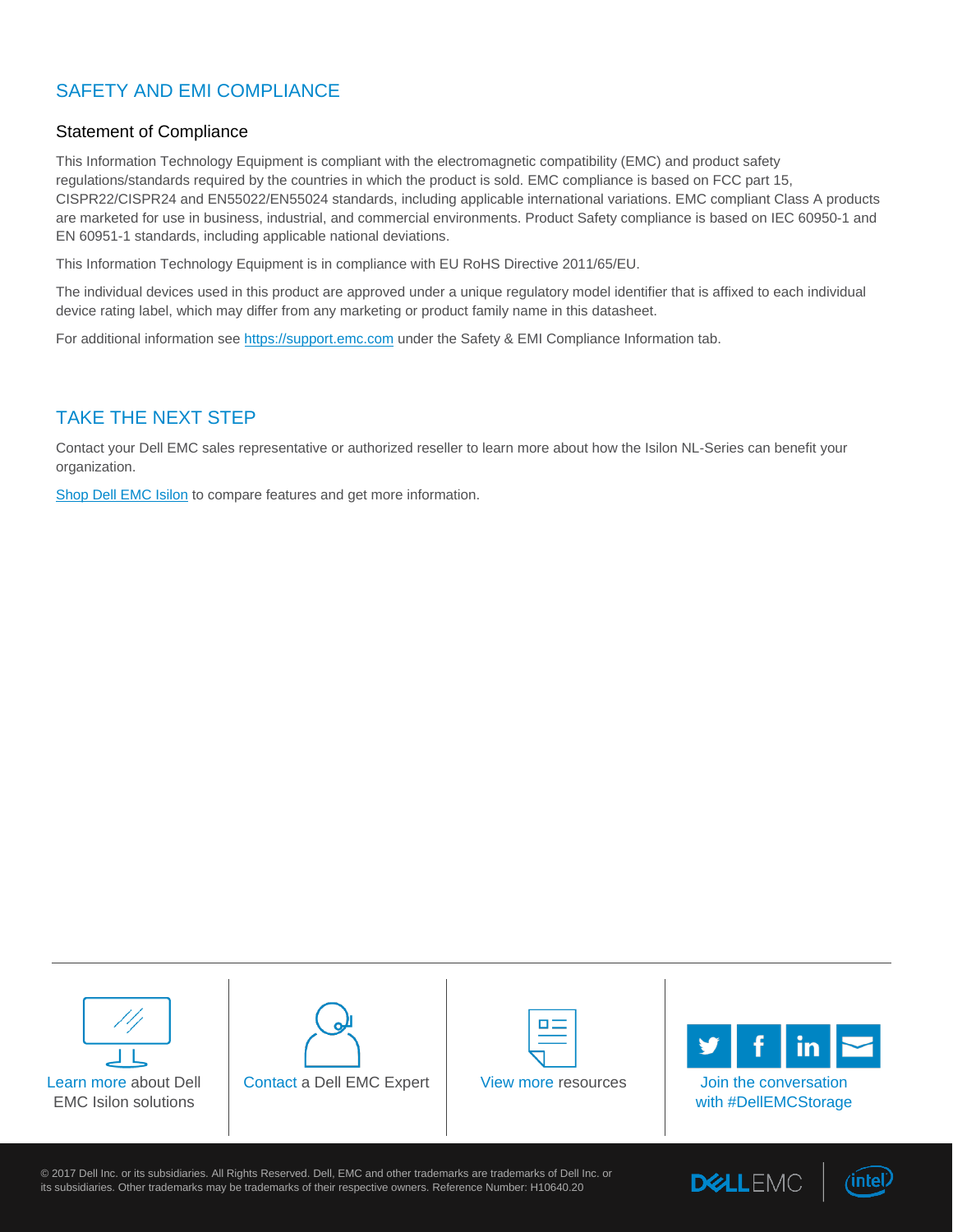## SAFETY AND EMI COMPLIANCE

### Statement of Compliance

This Information Technology Equipment is compliant with the electromagnetic compatibility (EMC) and product safety regulations/standards required by the countries in which the product is sold. EMC compliance is based on FCC part 15, CISPR22/CISPR24 and EN55022/EN55024 standards, including applicable international variations. EMC compliant Class A products are marketed for use in business, industrial, and commercial environments. Product Safety compliance is based on IEC 60950-1 and EN 60951-1 standards, including applicable national deviations.

This Information Technology Equipment is in compliance with EU RoHS Directive 2011/65/EU.

The individual devices used in this product are approved under a unique regulatory model identifier that is affixed to each individual device rating label, which may differ from any marketing or product family name in this datasheet.

For additional information see https://support.emc.com under the Safety & EMI Compliance Information tab.

## TAKE THE NEXT STEP

Contact your Dell EMC sales representative or authorized reseller to learn more about how the Isilon NL-Series can benefit your organization.

Shop Dell EMC Isilon to compare features and get more information.

Learn more about Dell EMC Isilon solutions

Contact a Dell EMC Expert

View more resources

Join the conversation with #DellEMCStorage

© 2017 Dell Inc. or its subsidiaries. All Rights Reserved. Dell, EMC and other trademarks are trademarks of Dell Inc. or its subsidiaries. Other trademarks may be trademarks of their respective owners. Reference Number: H10640.20